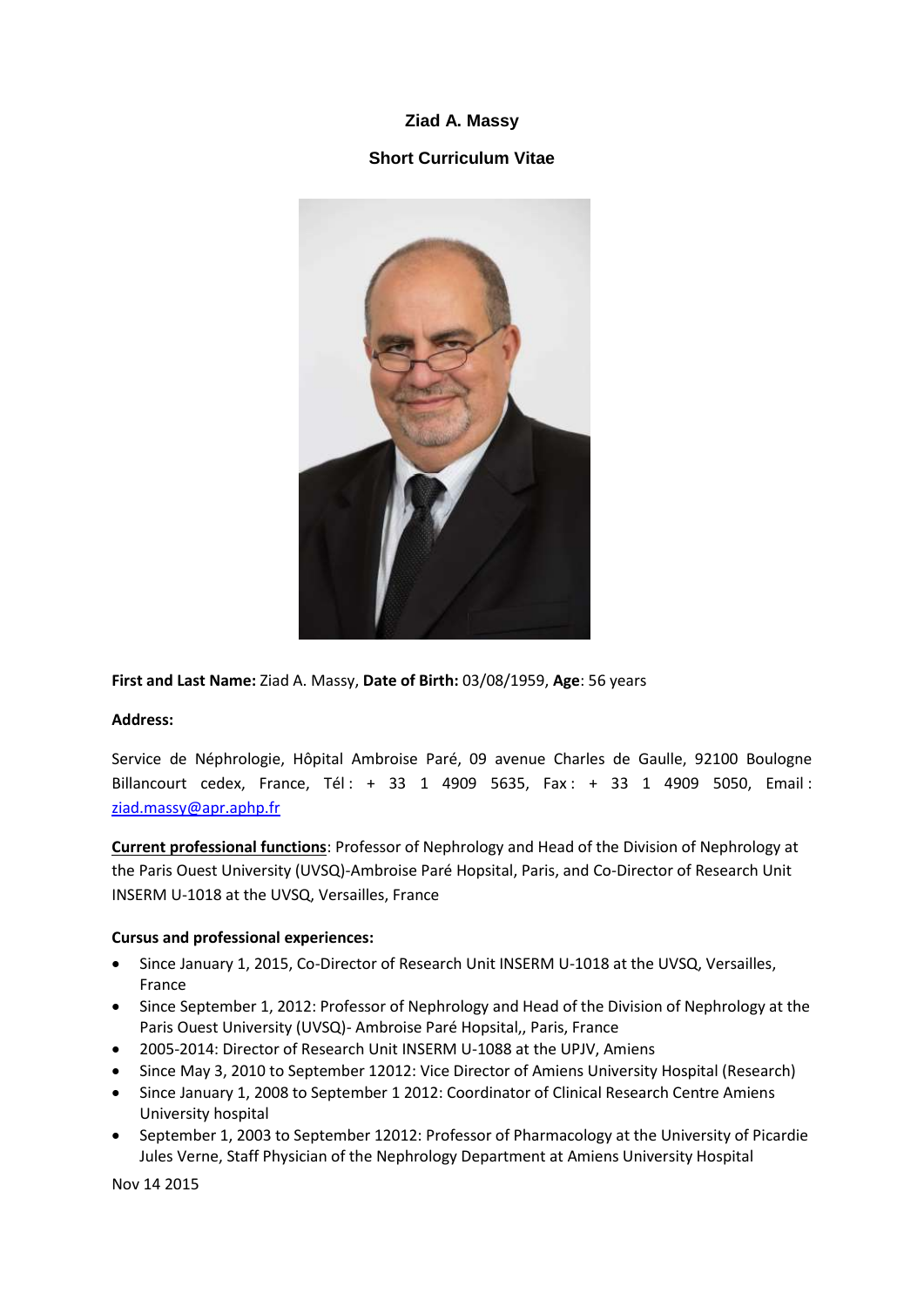# Ziad A. Massy

## Short Curriculum Vitae

**First and Last Name:** Ziad A. Massy, **Date of Birth:** 03/08/1959, **Age**: 56 years

**Address:**

Service de Néphrologie, Hôpital Ambroise Paré, 09 avenue Charles de Gaulle, 92100 Boulogne Billancourt cedex, France, Tél : + 33 1 4909 5635, Fax : + 33 1 4909 5050, Email : ziad.massy@apr.aphp.fr

**Current professional functions**: Professor of Nephrology and Head of the Division of Nephrology at the Paris Ouest University (UVSQ)-Ambroise Paré Hopsital, Paris, and Co-Director of Research Unit INSERM U-1018 at the UVSQ, Versailles, France

**Cursus and professional experiences:**

- Since January 1, 2015, Co-Director of Research Unit INSERM U-1018 at the UVSQ, Versailles, France
- Since September 1, 2012: Professor of Nephrology and Head of the Division of Nephrology at the Paris Ouest University (UVSQ)- Ambroise Paré Hopsital,, Paris, France
- 2005-2014: Director of Research Unit INSERM U-1088 at the UPJV, Amiens
- Since May 3, 2010 to September 12012: Vice Director of Amiens University Hospital (Research)
- Since January 1, 2008 to September 1 2012: Coordinator of Clinical Research Centre Amiens University hospital
- September 1, 2003 to September 12012: Professor of Pharmacology at the University of Picardie Jules Verne, Staff Physician of the Nephrology Department at Amiens University Hospital

Nov 14 2015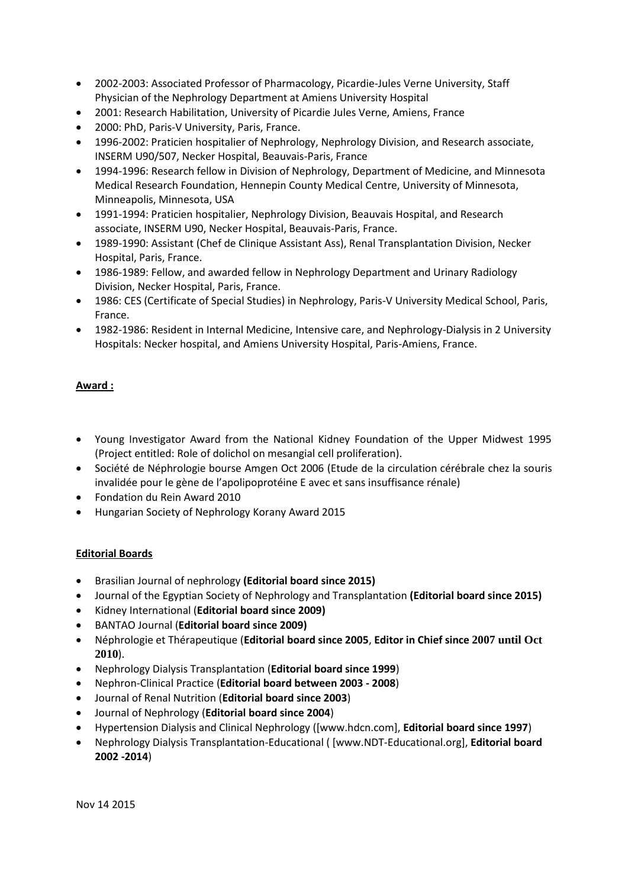- 2002-2003: Associated Professor of Pharmacology, Picardie-Jules Verne University, Staff Physician of the Nephrology Department at Amiens University Hospital
- 2001: Research Habilitation, University of Picardie Jules Verne, Amiens, France
- 2000: PhD, Paris-V University, Paris, France.
- 1996-2002: Praticien hospitalier of Nephrology, Nephrology Division, and Research associate, INSERM U90/507, Necker Hospital, Beauvais-Paris, France
- 1994-1996: Research fellow in Division of Nephrology, Department of Medicine, and Minnesota Medical Research Foundation, Hennepin County Medical Centre, University of Minnesota, Minneapolis, Minnesota, USA
- 1991-1994: Praticien hospitalier, Nephrology Division, Beauvais Hospital, and Research associate, INSERM U90, Necker Hospital, Beauvais-Paris, France.
- 1989-1990: Assistant (Chef de Clinique Assistant Ass), Renal Transplantation Division, Necker Hospital, Paris, France.
- 1986-1989: Fellow, and awarded fellow in Nephrology Department and Urinary Radiology Division, Necker Hospital, Paris, France.
- 1986: CES (Certificate of Special Studies) in Nephrology, Paris-V University Medical School, Paris, France.
- 1982-1986: Resident in Internal Medicine, Intensive care, and Nephrology-Dialysis in 2 University Hospitals: Necker hospital, and Amiens University Hospital, Paris-Amiens, France.

**Award :**

- Young Investigator Award from the National Kidney Foundation of the Upper Midwest 1995 (Project entitled: Role of dolichol on mesangial cell proliferation).
- Société de Néphrologie bourse Amgen Oct 2006 (Etude de la circulation cérébrale chez la souris invalidée pour le gène de l'apolipoprotéine E avec et sans insuffisance rénale)
- Fondation du Rein Award 2010
- Hungarian Society of Nephrology Korany Award 2015

**Editorial Boards**

- Brasilian Journal of nephrology **(Editorial board since 2015)**
- Journal of the Egyptian Society of Nephrology and Transplantation **(Editorial board since 2015)**
- Kidney International (**Editorial board since 2009)**
- BANTAO Journal (**Editorial board since 2009)**
- Néphrologie et Thérapeutique (**Editorial board since 2005**, **Editor in Chief since 2007 until Oct 2010**).
- Nephrology Dialysis Transplantation (**Editorial board since 1999**)
- Nephron-Clinical Practice (**Editorial board between 2003 - 2008**)
- Journal of Renal Nutrition (**Editorial board since 2003**)
- Journal of Nephrology (**Editorial board since 2004**)
- Hypertension Dialysis and Clinical Nephrology ([www.hdcn.com], **Editorial board since 1997**)
- Nephrology Dialysis Transplantation-Educational ( [www.NDT-Educational.org], **Editorial board 2002 -2014**)

Nov 14 2015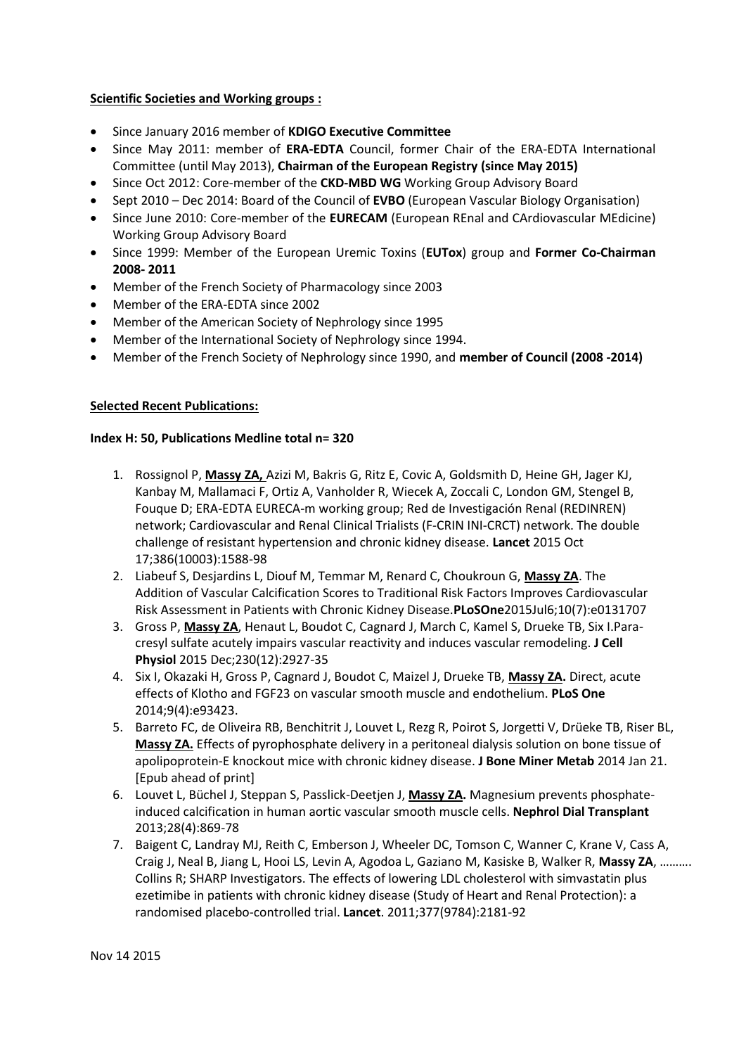**Scientific Societies and Working groups :**

- Since January 2016 member of **KDIGO Executive Committee**
- Since May 2011: member of **ERA-EDTA** Council, former Chair of the ERA-EDTA International Committee (until May 2013), **Chairman of the European Registry (since May 2015)**
- Since Oct 2012: Core-member of the **CKD-MBD WG** Working Group Advisory Board
- Sept 2010 – Dec 2014: Board of the Council of **EVBO** (European Vascular Biology Organisation)
- Since June 2010: Core-member of the **EURECAM** (European REnal and CArdiovascular MEdicine) Working Group Advisory Board
- Since 1999: Member of the European Uremic Toxins (**EUTox**) group and **Former Co-Chairman 2008- 2011**
- Member of the French Society of Pharmacology since 2003
- Member of the ERA-EDTA since 2002
- Member of the American Society of Nephrology since 1995
- Member of the International Society of Nephrology since 1994.
- Member of the French Society of Nephrology since 1990, and **member of Council (2008 -2014)**

**Selected Recent Publications:**

**Index H: 50, Publications Medline total n= 320**

1. Rossignol P, **Massy ZA,** Azizi M, Bakris G, Ritz E, Covic A, Goldsmith D, Heine GH, Jager KJ, Kanbay M, Mallamaci F, Ortiz A, Vanholder R, Wiecek A, Zoccali C, London GM, Stengel B, Fouque D; ERA-EDTA EURECA-m working group; Red de Investigación Renal (REDINREN) network; Cardiovascular and Renal Clinical Trialists (F-CRIN INI-CRCT) network. The double challenge of resistant hypertension and chronic kidney disease. **Lancet** 2015 Oct 17;386(10003):1588-98
2. Liabeuf S, Desjardins L, Diouf M, Temmar M, Renard C, Choukroun G, **Massy ZA**. The Addition of Vascular Calcification Scores to Traditional Risk Factors Improves Cardiovascular Risk Assessment in Patients with Chronic Kidney Disease.**PLoSOne**2015Jul6;10(7):e0131707
3. Gross P, **Massy ZA**, Henaut L, Boudot C, Cagnard J, March C, Kamel S, Drueke TB, Six I.Para-cresyl sulfate acutely impairs vascular reactivity and induces vascular remodeling. **J Cell Physiol** 2015 Dec;230(12):2927-35
4. Six I, Okazaki H, Gross P, Cagnard J, Boudot C, Maizel J, Drueke TB, **Massy ZA.** Direct, acute effects of Klotho and FGF23 on vascular smooth muscle and endothelium. **PLoS One** 2014;9(4):e93423.
5. Barreto FC, de Oliveira RB, Benchitrit J, Louvet L, Rezg R, Poirot S, Jorgetti V, Drüeke TB, Riser BL, **Massy ZA.** Effects of pyrophosphate delivery in a peritoneal dialysis solution on bone tissue of apolipoprotein-E knockout mice with chronic kidney disease. **J Bone Miner Metab** 2014 Jan 21. [Epub ahead of print]
6. Louvet L, Büchel J, Steppan S, Passlick-Deetjen J, **Massy ZA.** Magnesium prevents phosphate-induced calcification in human aortic vascular smooth muscle cells. **Nephrol Dial Transplant** 2013;28(4):869-78
7. Baigent C, Landray MJ, Reith C, Emberson J, Wheeler DC, Tomson C, Wanner C, Krane V, Cass A, Craig J, Neal B, Jiang L, Hooi LS, Levin A, Agodoa L, Gaziano M, Kasiske B, Walker R, **Massy ZA**, ………. Collins R; SHARP Investigators. The effects of lowering LDL cholesterol with simvastatin plus ezetimibe in patients with chronic kidney disease (Study of Heart and Renal Protection): a randomised placebo-controlled trial. **Lancet**. 2011;377(9784):2181-92

Nov 14 2015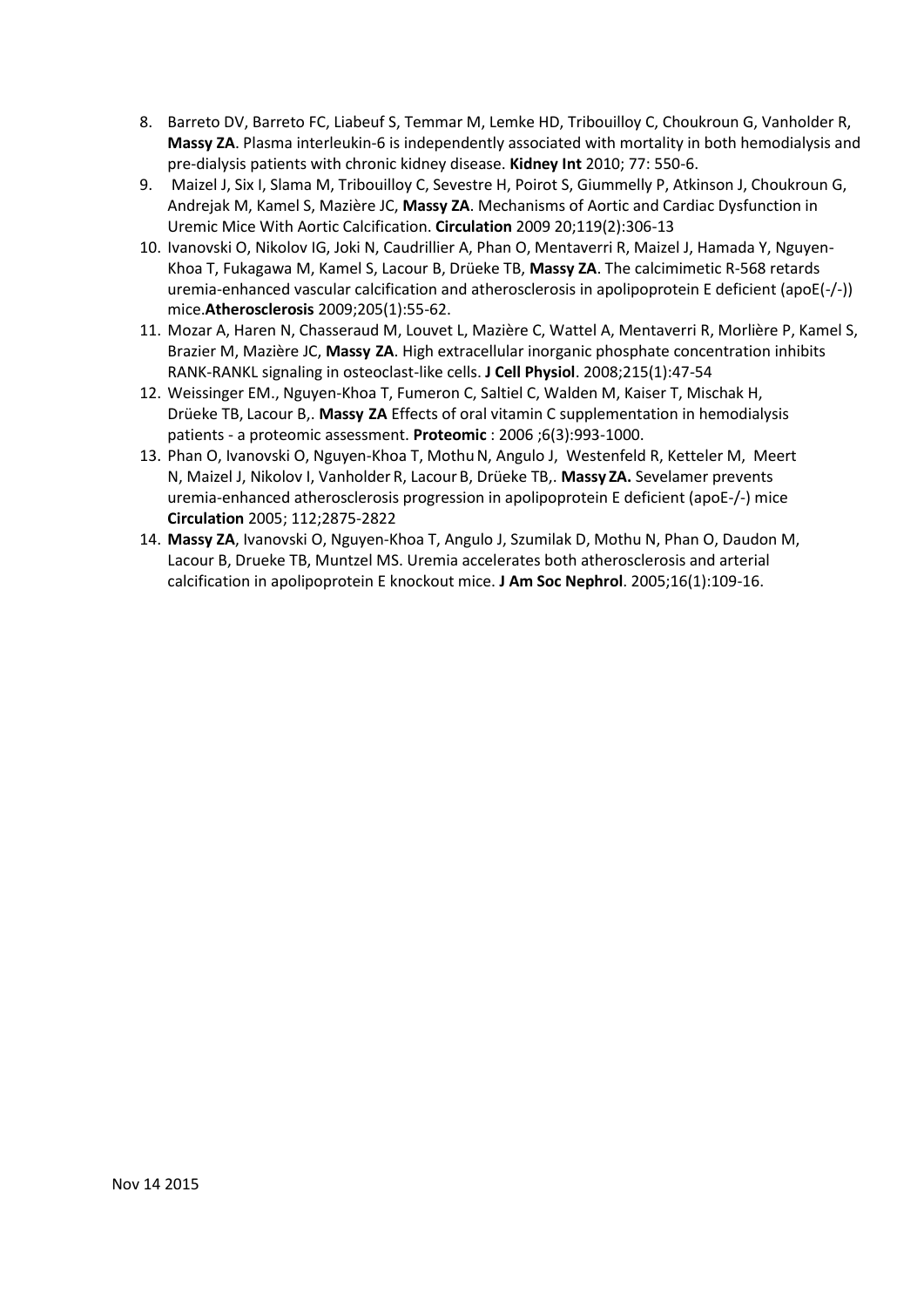8. Barreto DV, Barreto FC, Liabeuf S, Temmar M, Lemke HD, Tribouilloy C, Choukroun G, Vanholder R, **Massy ZA**. Plasma interleukin-6 is independently associated with mortality in both hemodialysis and pre-dialysis patients with chronic kidney disease. **Kidney Int** 2010; 77: 550-6.
9. Maizel J, Six I, Slama M, Tribouilloy C, Sevestre H, Poirot S, Giummelly P, Atkinson J, Choukroun G, Andrejak M, Kamel S, Mazière JC, **Massy ZA**. Mechanisms of Aortic and Cardiac Dysfunction in Uremic Mice With Aortic Calcification. **Circulation** 2009 20;119(2):306-13
10. Ivanovski O, Nikolov IG, Joki N, Caudrillier A, Phan O, Mentaverri R, Maizel J, Hamada Y, Nguyen-Khoa T, Fukagawa M, Kamel S, Lacour B, Drüeke TB, **Massy ZA**. The calcimimetic R-568 retards uremia-enhanced vascular calcification and atherosclerosis in apolipoprotein E deficient (apoE(-/-)) mice.**Atherosclerosis** 2009;205(1):55-62.
11. Mozar A, Haren N, Chasseraud M, Louvet L, Mazière C, Wattel A, Mentaverri R, Morlière P, Kamel S, Brazier M, Mazière JC, **Massy ZA**. High extracellular inorganic phosphate concentration inhibits RANK-RANKL signaling in osteoclast-like cells. **J Cell Physiol**. 2008;215(1):47-54
12. Weissinger EM., Nguyen-Khoa T, Fumeron C, Saltiel C, Walden M, Kaiser T, Mischak H, Drüeke TB, Lacour B,. **Massy ZA** Effects of oral vitamin C supplementation in hemodialysis patients - a proteomic assessment. **Proteomic** : 2006 ;6(3):993-1000.
13. Phan O, Ivanovski O, Nguyen-Khoa T, Mothu N, Angulo J, Westenfeld R, Ketteler M, Meert N, Maizel J, Nikolov I, Vanholder R, Lacour B, Drüeke TB,. **Massy ZA.** Sevelamer prevents uremia-enhanced atherosclerosis progression in apolipoprotein E deficient (apoE-/-) mice **Circulation** 2005; 112;2875-2822
14. **Massy ZA**, Ivanovski O, Nguyen-Khoa T, Angulo J, Szumilak D, Mothu N, Phan O, Daudon M, Lacour B, Drueke TB, Muntzel MS. Uremia accelerates both atherosclerosis and arterial calcification in apolipoprotein E knockout mice. **J Am Soc Nephrol**. 2005;16(1):109-16.

Nov 14 2015